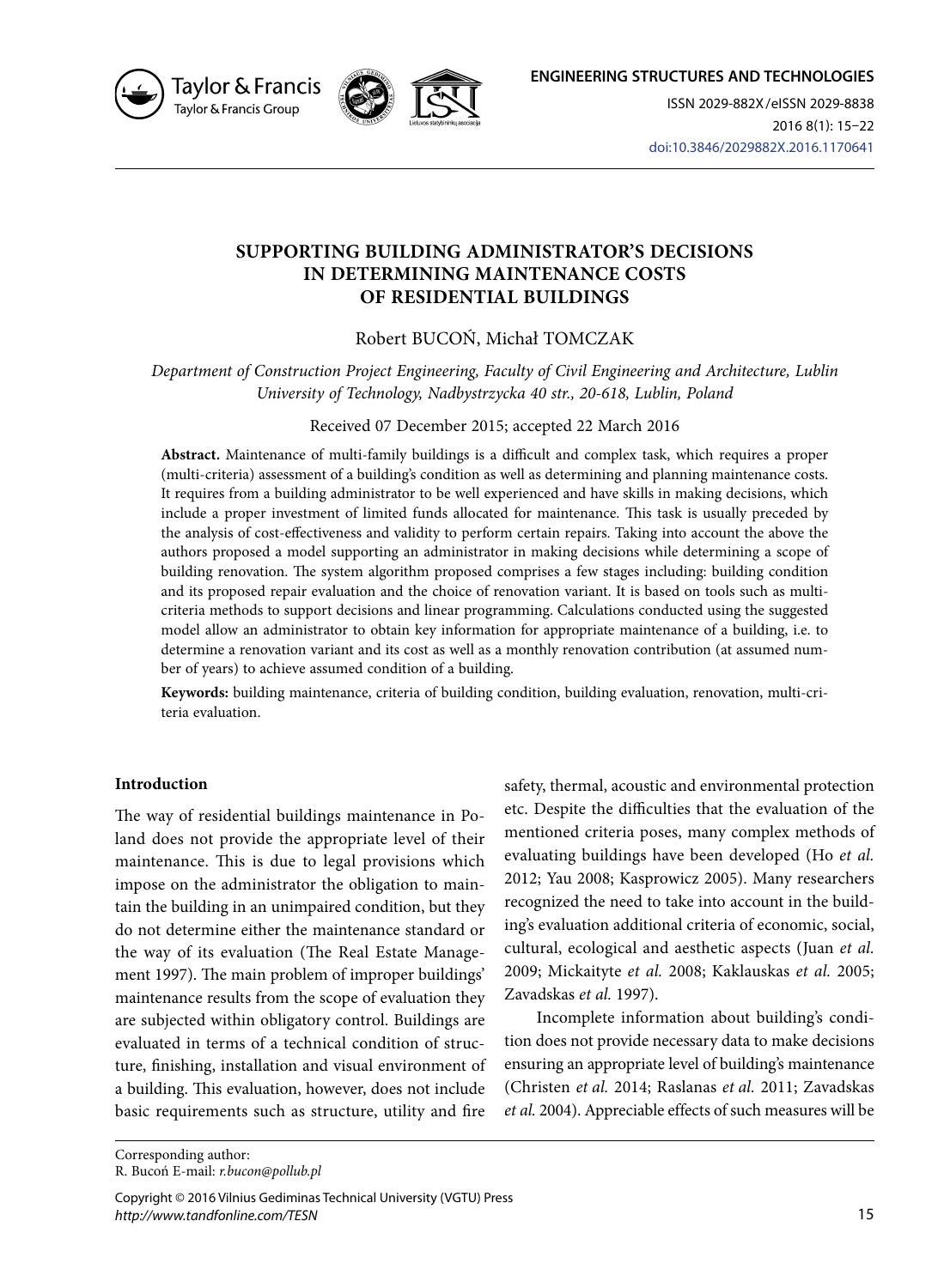# SUPPORTING BUILDING ADMINISTRATOR'S DECISIONS IN DETERMINING MAINTENANCE COSTS OF RESIDENTIAL BUILDINGS

Robert BUCOŃ, Michał TOMCZAK

*Department of Construction Project Engineering, Faculty of Civil Engineering and Architecture, Lublin University of Technology, Nadbystrzycka 40 str., 20-618, Lublin, Poland*

Received 07 December 2015; accepted 22 March 2016

**Abstract.** Maintenance of multi-family buildings is a difficult and complex task, which requires a proper (multi-criteria) assessment of a building's condition as well as determining and planning maintenance costs. It requires from a building administrator to be well experienced and have skills in making decisions, which include a proper investment of limited funds allocated for maintenance. This task is usually preceded by the analysis of cost-effectiveness and validity to perform certain repairs. Taking into account the above the authors proposed a model supporting an administrator in making decisions while determining a scope of building renovation. The system algorithm proposed comprises a few stages including: building condition and its proposed repair evaluation and the choice of renovation variant. It is based on tools such as multi-criteria methods to support decisions and linear programming. Calculations conducted using the suggested model allow an administrator to obtain key information for appropriate maintenance of a building, i.e. to determine a renovation variant and its cost as well as a monthly renovation contribution (at assumed number of years) to achieve assumed condition of a building.

**Keywords:** building maintenance, criteria of building condition, building evaluation, renovation, multi-criteria evaluation.

## Introduction

The way of residential buildings maintenance in Poland does not provide the appropriate level of their maintenance. This is due to legal provisions which impose on the administrator the obligation to maintain the building in an unimpaired condition, but they do not determine either the maintenance standard or the way of its evaluation (The Real Estate Management 1997). The main problem of improper buildings' maintenance results from the scope of evaluation they are subjected within obligatory control. Buildings are evaluated in terms of a technical condition of structure, finishing, installation and visual environment of a building. This evaluation, however, does not include basic requirements such as structure, utility and fire safety, thermal, acoustic and environmental protection etc. Despite the difficulties that the evaluation of the mentioned criteria poses, many complex methods of evaluating buildings have been developed (Ho *et al.* 2012; Yau 2008; Kasprowicz 2005). Many researchers recognized the need to take into account in the building's evaluation additional criteria of economic, social, cultural, ecological and aesthetic aspects (Juan *et al.* 2009; Mickaityte *et al.* 2008; Kaklauskas *et al.* 2005; Zavadskas *et al.* 1997).

Incomplete information about building's condition does not provide necessary data to make decisions ensuring an appropriate level of building's maintenance (Christen *et al.* 2014; Raslanas *et al.* 2011; Zavadskas *et al.* 2004). Appreciable effects of such measures will be

Corresponding author:
R. Bucoń E-mail: *r.bucon@pollub.pl*

Copyright © 2016 Vilnius Gediminas Technical University (VGTU) Press
*http://www.tandfonline.com/TESN*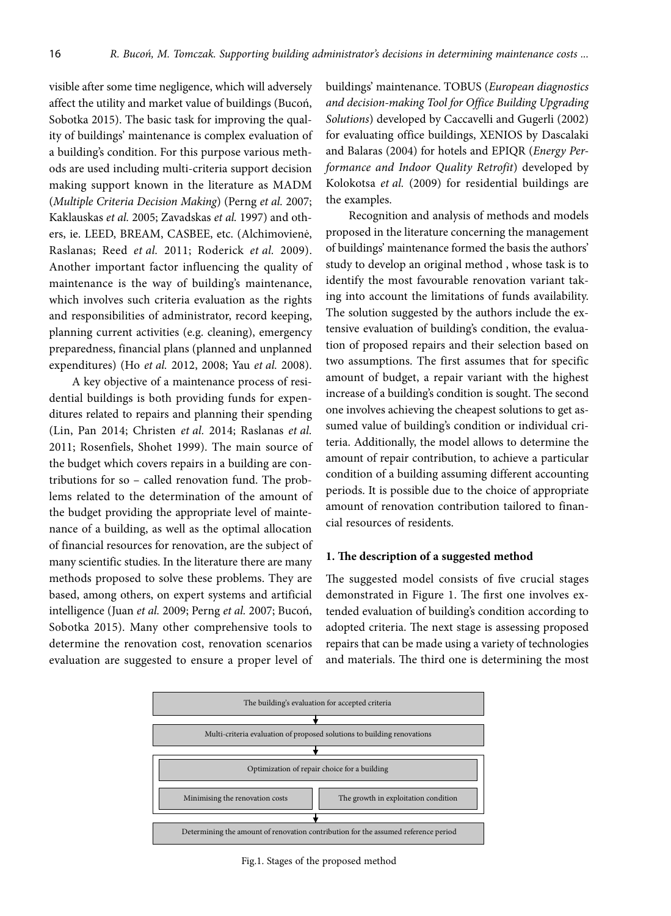visible after some time negligence, which will adversely affect the utility and market value of buildings (Bucoń, Sobotka 2015). The basic task for improving the quality of buildings' maintenance is complex evaluation of a building's condition. For this purpose various methods are used including multi-criteria support decision making support known in the literature as MADM (*Multiple Criteria Decision Making*) (Perng *et al.* 2007; Kaklauskas *et al.* 2005; Zavadskas *et al.* 1997) and others, ie. LEED, BREAM, CASBEE, etc. (Alchimovienė, Raslanas; Reed *et al.* 2011; Roderick *et al.* 2009). Another important factor influencing the quality of maintenance is the way of building's maintenance, which involves such criteria evaluation as the rights and responsibilities of administrator, record keeping, planning current activities (e.g. cleaning), emergency preparedness, financial plans (planned and unplanned expenditures) (Ho *et al.* 2012, 2008; Yau *et al.* 2008).

A key objective of a maintenance process of residential buildings is both providing funds for expenditures related to repairs and planning their spending (Lin, Pan 2014; Christen *et al.* 2014; Raslanas *et al.* 2011; Rosenfiels, Shohet 1999). The main source of the budget which covers repairs in a building are contributions for so – called renovation fund. The problems related to the determination of the amount of the budget providing the appropriate level of maintenance of a building, as well as the optimal allocation of financial resources for renovation, are the subject of many scientific studies. In the literature there are many methods proposed to solve these problems. They are based, among others, on expert systems and artificial intelligence (Juan *et al.* 2009; Perng *et al.* 2007; Bucoń, Sobotka 2015). Many other comprehensive tools to determine the renovation cost, renovation scenarios evaluation are suggested to ensure a proper level of buildings' maintenance. TOBUS (*European diagnostics and decision-making Tool for Office Building Upgrading Solutions*) developed by Caccavelli and Gugerli (2002) for evaluating office buildings, XENIOS by Dascalaki and Balaras (2004) for hotels and EPIQR (*Energy Performance and Indoor Quality Retrofit*) developed by Kolokotsa *et al.* (2009) for residential buildings are the examples.

Recognition and analysis of methods and models proposed in the literature concerning the management of buildings' maintenance formed the basis the authors' study to develop an original method , whose task is to identify the most favourable renovation variant taking into account the limitations of funds availability. The solution suggested by the authors include the extensive evaluation of building's condition, the evaluation of proposed repairs and their selection based on two assumptions. The first assumes that for specific amount of budget, a repair variant with the highest increase of a building's condition is sought. The second one involves achieving the cheapest solutions to get assumed value of building's condition or individual criteria. Additionally, the model allows to determine the amount of repair contribution, to achieve a particular condition of a building assuming different accounting periods. It is possible due to the choice of appropriate amount of renovation contribution tailored to financial resources of residents.

## 1. The description of a suggested method

The suggested model consists of five crucial stages demonstrated in Figure 1. The first one involves extended evaluation of building's condition according to adopted criteria. The next stage is assessing proposed repairs that can be made using a variety of technologies and materials. The third one is determining the most

The building's evaluation for accepted criteria
↓
Multi-criteria evaluation of proposed solutions to building renovations
↓
Optimization of repair choice for a building
Minimising the renovation costs | The growth in exploitation condition
↓
Determining the amount of renovation contribution for the assumed reference period

Fig.1. Stages of the proposed method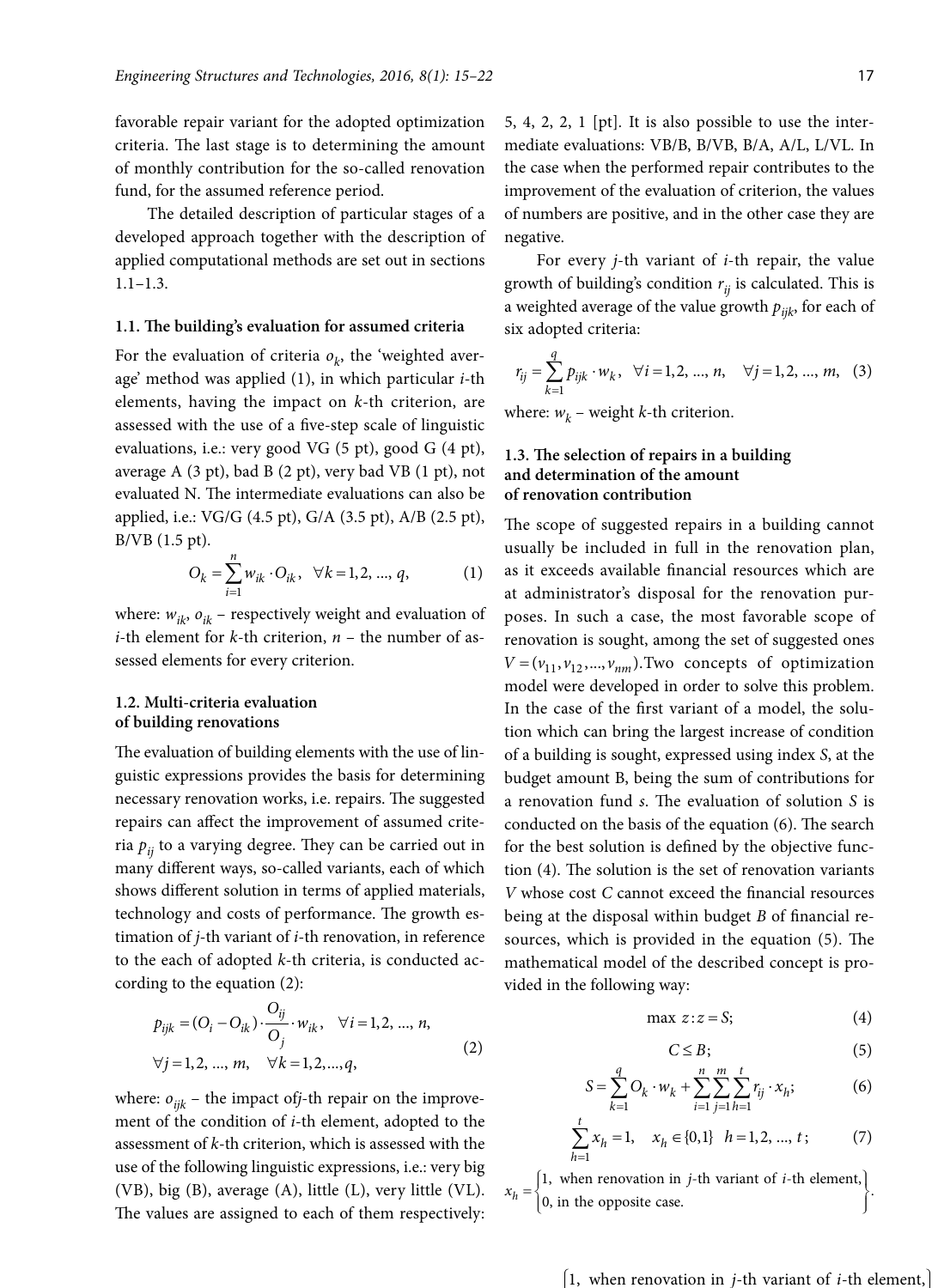favorable repair variant for the adopted optimization criteria. The last stage is to determining the amount of monthly contribution for the so-called renovation fund, for the assumed reference period.

The detailed description of particular stages of a developed approach together with the description of applied computational methods are set out in sections 1.1–1.3.

### 1.1. The building's evaluation for assumed criteria

For the evaluation of criteria $o_k$, the 'weighted average' method was applied (1), in which particular $i$-th elements, having the impact on $k$-th criterion, are assessed with the use of a five-step scale of linguistic evaluations, i.e.: very good VG (5 pt), good G (4 pt), average A (3 pt), bad B (2 pt), very bad VB (1 pt), not evaluated N. The intermediate evaluations can also be applied, i.e.: VG/G (4.5 pt), G/A (3.5 pt), A/B (2.5 pt), B/VB (1.5 pt).

$$O_k = \sum_{i=1}^{n} w_{ik} \cdot O_{ik}, \quad \forall k = 1, 2, ..., q, \tag{1}$$

where: $w_{ik}$, $o_{ik}$ – respectively weight and evaluation of $i$-th element for $k$-th criterion, $n$ – the number of assessed elements for every criterion.

### 1.2. Multi-criteria evaluation of building renovations

The evaluation of building elements with the use of linguistic expressions provides the basis for determining necessary renovation works, i.e. repairs. The suggested repairs can affect the improvement of assumed criteria $p_{ij}$ to a varying degree. They can be carried out in many different ways, so-called variants, each of which shows different solution in terms of applied materials, technology and costs of performance. The growth estimation of $j$-th variant of $i$-th renovation, in reference to the each of adopted $k$-th criteria, is conducted according to the equation (2):

$$p_{ijk} = (O_i - O_{ik}) \cdot \frac{O_{ij}}{O_j} \cdot w_{ik}, \quad \forall i = 1, 2, ..., n, \quad \forall j = 1, 2, ..., m, \quad \forall k = 1, 2, ..., q, \tag{2}$$

where: $o_{ijk}$ – the impact of $j$-th repair on the improvement of the condition of $i$-th element, adopted to the assessment of $k$-th criterion, which is assessed with the use of the following linguistic expressions, i.e.: very big (VB), big (B), average (A), little (L), very little (VL). The values are assigned to each of them respectively: 5, 4, 2, 2, 1 [pt]. It is also possible to use the intermediate evaluations: VB/B, B/VB, B/A, A/L, L/VL. In the case when the performed repair contributes to the improvement of the evaluation of criterion, the values of numbers are positive, and in the other case they are negative.

For every $j$-th variant of $i$-th repair, the value growth of building's condition $r_{ij}$ is calculated. This is a weighted average of the value growth $p_{ijk}$, for each of six adopted criteria:

$$r_{ij} = \sum_{k=1}^{q} p_{ijk} \cdot w_k, \quad \forall i = 1, 2, ..., n, \quad \forall j = 1, 2, ..., m, \tag{3}$$

where: $w_k$ – weight $k$-th criterion.

### 1.3. The selection of repairs in a building and determination of the amount of renovation contribution

The scope of suggested repairs in a building cannot usually be included in full in the renovation plan, as it exceeds available financial resources which are at administrator's disposal for the renovation purposes. In such a case, the most favorable scope of renovation is sought, among the set of suggested ones $V = (v_{11}, v_{12}, ..., v_{nm})$. Two concepts of optimization model were developed in order to solve this problem. In the case of the first variant of a model, the solution which can bring the largest increase of condition of a building is sought, expressed using index $S$, at the budget amount B, being the sum of contributions for a renovation fund $s$. The evaluation of solution $S$ is conducted on the basis of the equation (6). The search for the best solution is defined by the objective function (4). The solution is the set of renovation variants $V$ whose cost $C$ cannot exceed the financial resources being at the disposal within budget $B$ of financial resources, which is provided in the equation (5). The mathematical model of the described concept is provided in the following way:

$$\max z : z = S; \tag{4}$$

$$C \leq B; \tag{5}$$

$$S = \sum_{k=1}^{q} O_k \cdot w_k + \sum_{i=1}^{n} \sum_{j=1}^{m} \sum_{h=1}^{t} r_{ij} \cdot x_h; \tag{6}$$

$$\sum_{h=1}^{t} x_h = 1, \quad x_h \in \{0, 1\} \quad h = 1, 2, ..., t; \tag{7}$$

$$x_h = \begin{cases} 1, & \text{when renovation in } j\text{-th variant of } i\text{-th element,} \\ 0, & \text{in the opposite case.} \end{cases}$$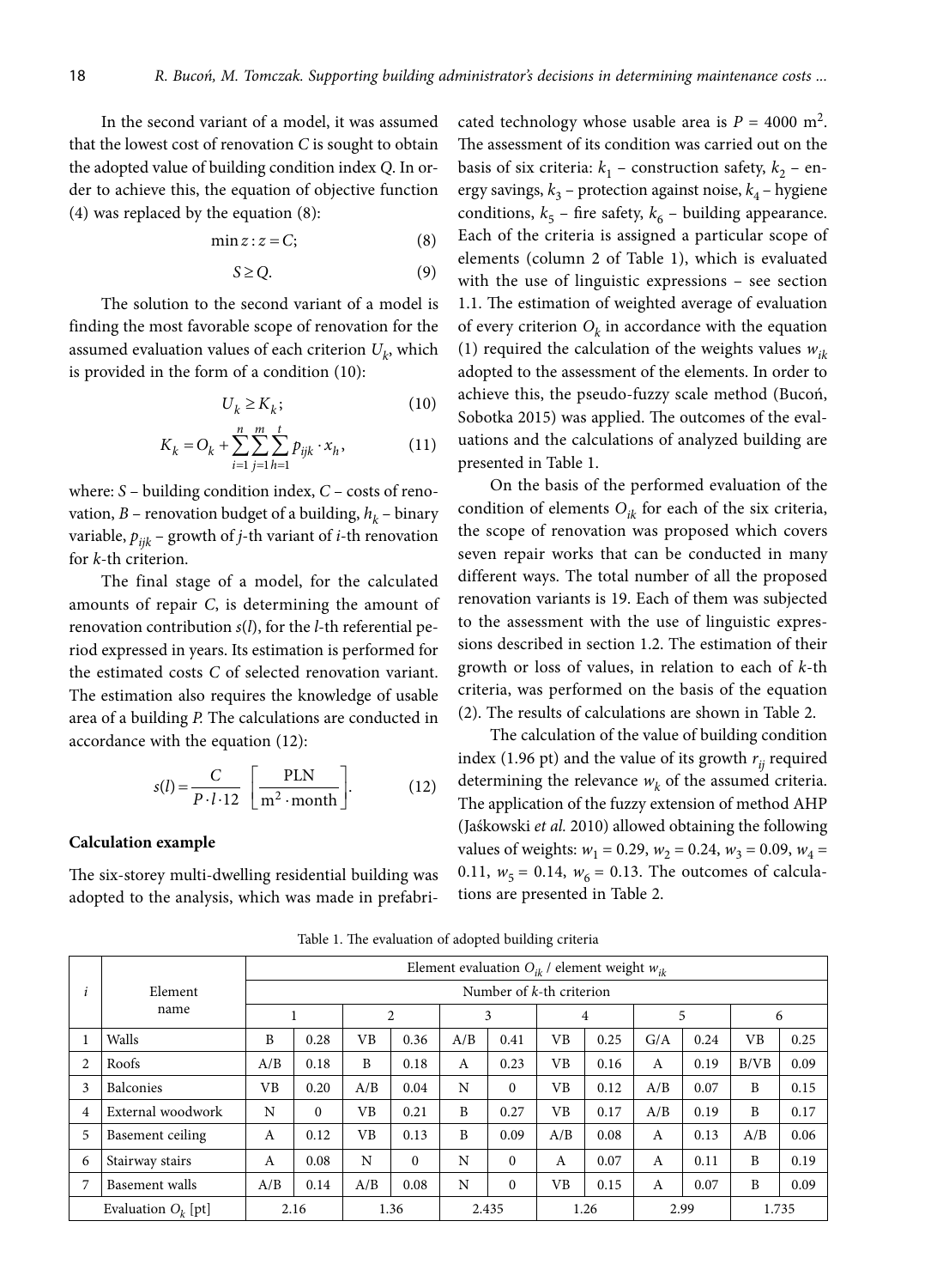In the second variant of a model, it was assumed that the lowest cost of renovation $C$ is sought to obtain the adopted value of building condition index $Q$. In order to achieve this, the equation of objective function (4) was replaced by the equation (8):

$$\min z : z = C; \tag{8}$$

$$S \geq Q. \tag{9}$$

The solution to the second variant of a model is finding the most favorable scope of renovation for the assumed evaluation values of each criterion $U_k$, which is provided in the form of a condition (10):

$$U_k \geq K_k; \tag{10}$$

$$K_k = O_k + \sum_{i=1}^{n}\sum_{j=1}^{m}\sum_{h=1}^{t} p_{ijk} \cdot x_h, \tag{11}$$

where: $S$ – building condition index, $C$ – costs of renovation, $B$ – renovation budget of a building, $h_k$ – binary variable, $p_{ijk}$ – growth of $j$-th variant of $i$-th renovation for $k$-th criterion.

The final stage of a model, for the calculated amounts of repair $C$, is determining the amount of renovation contribution $s(l)$, for the $l$-th referential period expressed in years. Its estimation is performed for the estimated costs $C$ of selected renovation variant. The estimation also requires the knowledge of usable area of a building $P$. The calculations are conducted in accordance with the equation (12):

$$s(l) = \frac{C}{P \cdot l \cdot 12}\ \left[\frac{\text{PLN}}{\text{m}^2 \cdot \text{month}}\right]. \tag{12}$$

**Calculation example**

The six-storey multi-dwelling residential building was adopted to the analysis, which was made in prefabricated technology whose usable area is $P = 4000$ m$^2$. The assessment of its condition was carried out on the basis of six criteria: $k_1$ – construction safety, $k_2$ – energy savings, $k_3$ – protection against noise, $k_4$ – hygiene conditions, $k_5$ – fire safety, $k_6$ – building appearance. Each of the criteria is assigned a particular scope of elements (column 2 of Table 1), which is evaluated with the use of linguistic expressions – see section 1.1. The estimation of weighted average of evaluation of every criterion $O_k$ in accordance with the equation (1) required the calculation of the weights values $w_{ik}$ adopted to the assessment of the elements. In order to achieve this, the pseudo-fuzzy scale method (Bucoń, Sobotka 2015) was applied. The outcomes of the evaluations and the calculations of analyzed building are presented in Table 1.

On the basis of the performed evaluation of the condition of elements $O_{ik}$ for each of the six criteria, the scope of renovation was proposed which covers seven repair works that can be conducted in many different ways. The total number of all the proposed renovation variants is 19. Each of them was subjected to the assessment with the use of linguistic expressions described in section 1.2. The estimation of their growth or loss of values, in relation to each of $k$-th criteria, was performed on the basis of the equation (2). The results of calculations are shown in Table 2.

The calculation of the value of building condition index (1.96 pt) and the value of its growth $r_{ij}$ required determining the relevance $w_k$ of the assumed criteria. The application of the fuzzy extension of method AHP (Jaśkowski *et al.* 2010) allowed obtaining the following values of weights: $w_1 = 0.29$, $w_2 = 0.24$, $w_3 = 0.09$, $w_4 = 0.11$, $w_5 = 0.14$, $w_6 = 0.13$. The outcomes of calculations are presented in Table 2.

Table 1. The evaluation of adopted building criteria

| $i$ | Element name | Element evaluation $O_{ik}$ / element weight $w_{ik}$ | | | | | | | | | | | |
|---|---|---|---|---|---|---|---|---|---|---|---|---|---|
| | | Number of $k$-th criterion | | | | | | | | | | | |
| | | 1 | | 2 | | 3 | | 4 | | 5 | | 6 | |
| 1 | Walls | B | 0.28 | VB | 0.36 | A/B | 0.41 | VB | 0.25 | G/A | 0.24 | VB | 0.25 |
| 2 | Roofs | A/B | 0.18 | B | 0.18 | A | 0.23 | VB | 0.16 | A | 0.19 | B/VB | 0.09 |
| 3 | Balconies | VB | 0.20 | A/B | 0.04 | N | 0 | VB | 0.12 | A/B | 0.07 | B | 0.15 |
| 4 | External woodwork | N | 0 | VB | 0.21 | B | 0.27 | VB | 0.17 | A/B | 0.19 | B | 0.17 |
| 5 | Basement ceiling | A | 0.12 | VB | 0.13 | B | 0.09 | A/B | 0.08 | A | 0.13 | A/B | 0.06 |
| 6 | Stairway stairs | A | 0.08 | N | 0 | N | 0 | A | 0.07 | A | 0.11 | B | 0.19 |
| 7 | Basement walls | A/B | 0.14 | A/B | 0.08 | N | 0 | VB | 0.15 | A | 0.07 | B | 0.09 |
| Evaluation $O_k$ [pt] | | 2.16 | | 1.36 | | 2.435 | | 1.26 | | 2.99 | | 1.735 | |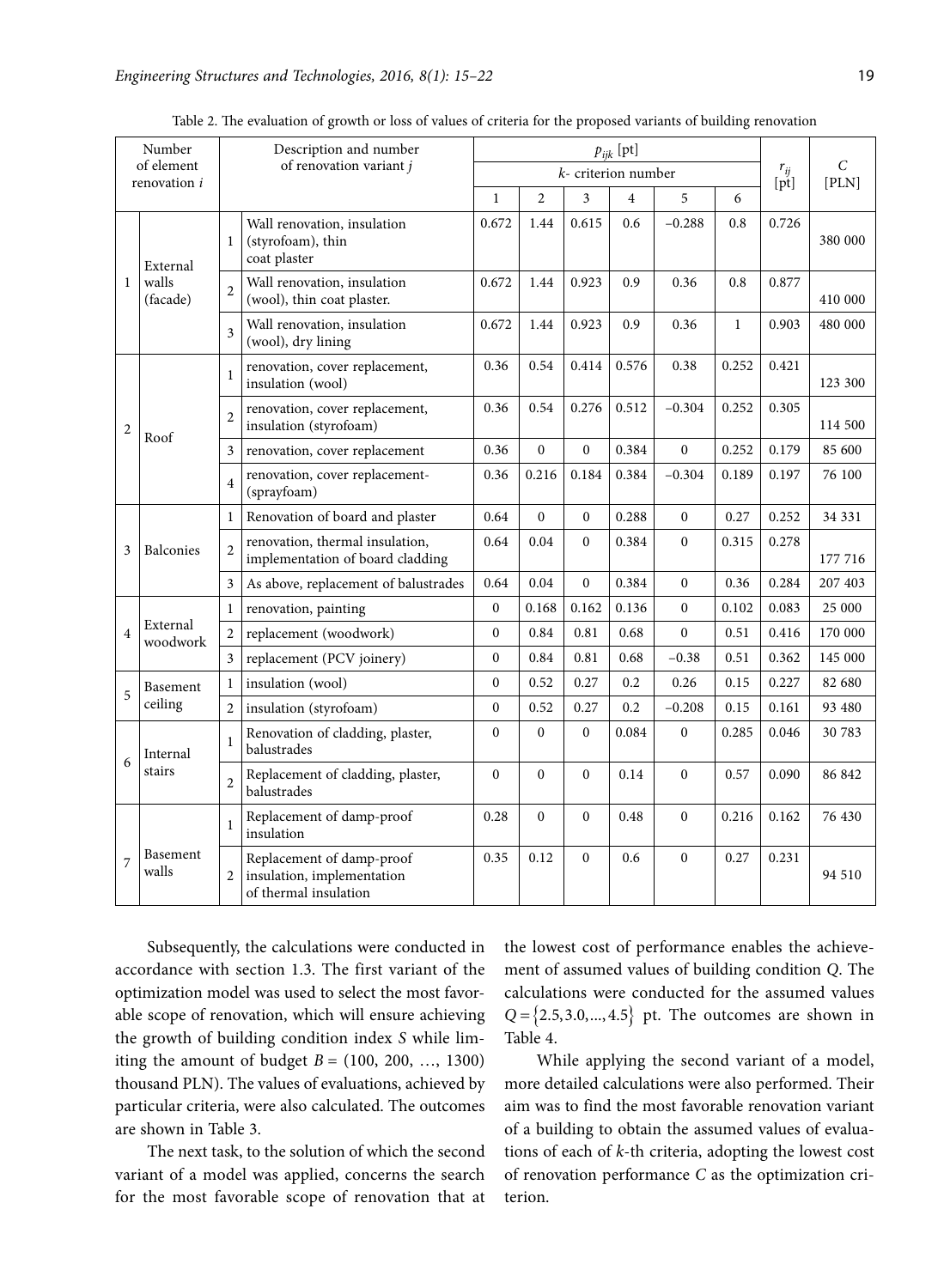Table 2. The evaluation of growth or loss of values of criteria for the proposed variants of building renovation

| Number of element renovation $i$ | | Description and number of renovation variant $j$ | | $p_{ijk}$ [pt] | | | | | | $r_{ij}$ [pt] | $C$ [PLN] |
|---|---|---|---|---|---|---|---|---|---|---|---|
| | | | | $k$- criterion number | | | | | | | |
| | | | | 1 | 2 | 3 | 4 | 5 | 6 | | |
| 1 | External walls (facade) | 1 | Wall renovation, insulation (styrofoam), thin coat plaster | 0.672 | 1.44 | 0.615 | 0.6 | −0.288 | 0.8 | 0.726 | 380 000 |
| | | 2 | Wall renovation, insulation (wool), thin coat plaster. | 0.672 | 1.44 | 0.923 | 0.9 | 0.36 | 0.8 | 0.877 | 410 000 |
| | | 3 | Wall renovation, insulation (wool), dry lining | 0.672 | 1.44 | 0.923 | 0.9 | 0.36 | 1 | 0.903 | 480 000 |
| 2 | Roof | 1 | renovation, cover replacement, insulation (wool) | 0.36 | 0.54 | 0.414 | 0.576 | 0.38 | 0.252 | 0.421 | 123 300 |
| | | 2 | renovation, cover replacement, insulation (styrofoam) | 0.36 | 0.54 | 0.276 | 0.512 | −0.304 | 0.252 | 0.305 | 114 500 |
| | | 3 | renovation, cover replacement | 0.36 | 0 | 0 | 0.384 | 0 | 0.252 | 0.179 | 85 600 |
| | | 4 | renovation, cover replacement- (sprayfoam) | 0.36 | 0.216 | 0.184 | 0.384 | −0.304 | 0.189 | 0.197 | 76 100 |
| 3 | Balconies | 1 | Renovation of board and plaster | 0.64 | 0 | 0 | 0.288 | 0 | 0.27 | 0.252 | 34 331 |
| | | 2 | renovation, thermal insulation, implementation of board cladding | 0.64 | 0.04 | 0 | 0.384 | 0 | 0.315 | 0.278 | 177 716 |
| | | 3 | As above, replacement of balustrades | 0.64 | 0.04 | 0 | 0.384 | 0 | 0.36 | 0.284 | 207 403 |
| 4 | External woodwork | 1 | renovation, painting | 0 | 0.168 | 0.162 | 0.136 | 0 | 0.102 | 0.083 | 25 000 |
| | | 2 | replacement (woodwork) | 0 | 0.84 | 0.81 | 0.68 | 0 | 0.51 | 0.416 | 170 000 |
| | | 3 | replacement (PCV joinery) | 0 | 0.84 | 0.81 | 0.68 | −0.38 | 0.51 | 0.362 | 145 000 |
| 5 | Basement ceiling | 1 | insulation (wool) | 0 | 0.52 | 0.27 | 0.2 | 0.26 | 0.15 | 0.227 | 82 680 |
| | | 2 | insulation (styrofoam) | 0 | 0.52 | 0.27 | 0.2 | −0.208 | 0.15 | 0.161 | 93 480 |
| 6 | Internal stairs | 1 | Renovation of cladding, plaster, balustrades | 0 | 0 | 0 | 0.084 | 0 | 0.285 | 0.046 | 30 783 |
| | | 2 | Replacement of cladding, plaster, balustrades | 0 | 0 | 0 | 0.14 | 0 | 0.57 | 0.090 | 86 842 |
| 7 | Basement walls | 1 | Replacement of damp-proof insulation | 0.28 | 0 | 0 | 0.48 | 0 | 0.216 | 0.162 | 76 430 |
| | | 2 | Replacement of damp-proof insulation, implementation of thermal insulation | 0.35 | 0.12 | 0 | 0.6 | 0 | 0.27 | 0.231 | 94 510 |

Subsequently, the calculations were conducted in accordance with section 1.3. The first variant of the optimization model was used to select the most favorable scope of renovation, which will ensure achieving the growth of building condition index $S$ while limiting the amount of budget $B$ = (100, 200, …, 1300) thousand PLN). The values of evaluations, achieved by particular criteria, were also calculated. The outcomes are shown in Table 3.

The next task, to the solution of which the second variant of a model was applied, concerns the search for the most favorable scope of renovation that at the lowest cost of performance enables the achievement of assumed values of building condition $Q$. The calculations were conducted for the assumed values $Q = \{2.5, 3.0, ..., 4.5\}$ pt. The outcomes are shown in Table 4.

While applying the second variant of a model, more detailed calculations were also performed. Their aim was to find the most favorable renovation variant of a building to obtain the assumed values of evaluations of each of $k$-th criteria, adopting the lowest cost of renovation performance $C$ as the optimization criterion.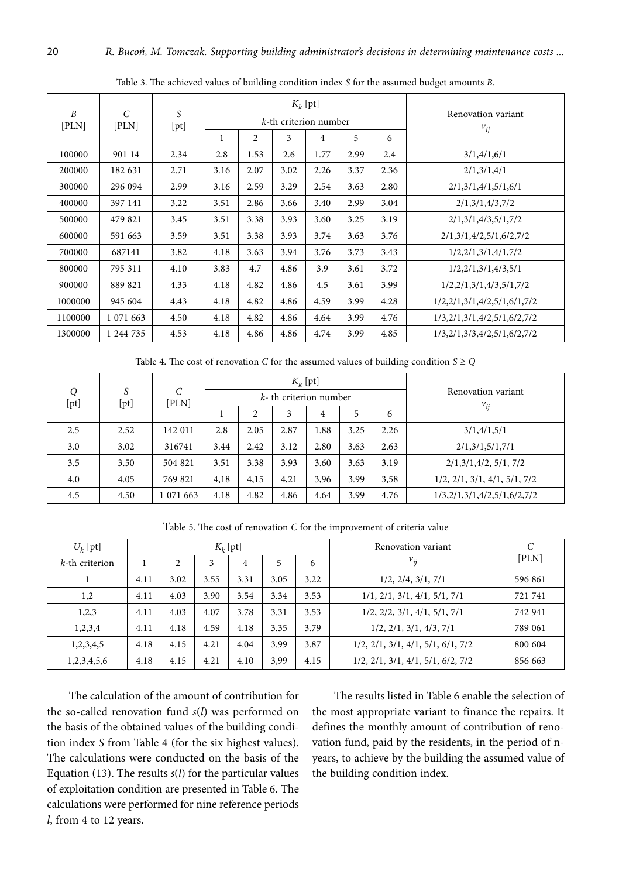Table 3. The achieved values of building condition index $S$ for the assumed budget amounts $B$.

| $B$ [PLN] | $C$ [PLN] | $S$ [pt] | $K_k$ [pt] | | | | | | Renovation variant $v_{ij}$ |
|---|---|---|---|---|---|---|---|---|---|
| | | | $k$-th criterion number | | | | | | |
| | | | 1 | 2 | 3 | 4 | 5 | 6 | |
| 100000 | 901 14 | 2.34 | 2.8 | 1.53 | 2.6 | 1.77 | 2.99 | 2.4 | 3/1,4/1,6/1 |
| 200000 | 182 631 | 2.71 | 3.16 | 2.07 | 3.02 | 2.26 | 3.37 | 2.36 | 2/1,3/1,4/1 |
| 300000 | 296 094 | 2.99 | 3.16 | 2.59 | 3.29 | 2.54 | 3.63 | 2.80 | 2/1,3/1,4/1,5/1,6/1 |
| 400000 | 397 141 | 3.22 | 3.51 | 2.86 | 3.66 | 3.40 | 2.99 | 3.04 | 2/1,3/1,4/3,7/2 |
| 500000 | 479 821 | 3.45 | 3.51 | 3.38 | 3.93 | 3.60 | 3.25 | 3.19 | 2/1,3/1,4/3,5/1,7/2 |
| 600000 | 591 663 | 3.59 | 3.51 | 3.38 | 3.93 | 3.74 | 3.63 | 3.76 | 2/1,3/1,4/2,5/1,6/2,7/2 |
| 700000 | 687141 | 3.82 | 4.18 | 3.63 | 3.94 | 3.76 | 3.73 | 3.43 | 1/2,2/1,3/1,4/1,7/2 |
| 800000 | 795 311 | 4.10 | 3.83 | 4.7 | 4.86 | 3.9 | 3.61 | 3.72 | 1/2,2/1,3/1,4/3,5/1 |
| 900000 | 889 821 | 4.33 | 4.18 | 4.82 | 4.86 | 4.5 | 3.61 | 3.99 | 1/2,2/1,3/1,4/3,5/1,7/2 |
| 1000000 | 945 604 | 4.43 | 4.18 | 4.82 | 4.86 | 4.59 | 3.99 | 4.28 | 1/2,2/1,3/1,4/2,5/1,6/1,7/2 |
| 1100000 | 1 071 663 | 4.50 | 4.18 | 4.82 | 4.86 | 4.64 | 3.99 | 4.76 | 1/3,2/1,3/1,4/2,5/1,6/2,7/2 |
| 1300000 | 1 244 735 | 4.53 | 4.18 | 4.86 | 4.86 | 4.74 | 3.99 | 4.85 | 1/3,2/1,3/3,4/2,5/1,6/2,7/2 |

Table 4. The cost of renovation $C$ for the assumed values of building condition $S \geq Q$

| $Q$ [pt] | $S$ [pt] | $C$ [PLN] | $K_k$ [pt] | | | | | | Renovation variant $v_{ij}$ |
|---|---|---|---|---|---|---|---|---|---|
| | | | $k$- th criterion number | | | | | | |
| | | | 1 | 2 | 3 | 4 | 5 | 6 | |
| 2.5 | 2.52 | 142 011 | 2.8 | 2.05 | 2.87 | 1.88 | 3.25 | 2.26 | 3/1,4/1,5/1 |
| 3.0 | 3.02 | 316741 | 3.44 | 2.42 | 3.12 | 2.80 | 3.63 | 2.63 | 2/1,3/1,5/1,7/1 |
| 3.5 | 3.50 | 504 821 | 3.51 | 3.38 | 3.93 | 3.60 | 3.63 | 3.19 | 2/1,3/1,4/2, 5/1, 7/2 |
| 4.0 | 4.05 | 769 821 | 4,18 | 4,15 | 4,21 | 3,96 | 3.99 | 3,58 | 1/2, 2/1, 3/1, 4/1, 5/1, 7/2 |
| 4.5 | 4.50 | 1 071 663 | 4.18 | 4.82 | 4.86 | 4.64 | 3.99 | 4.76 | 1/3,2/1,3/1,4/2,5/1,6/2,7/2 |

Table 5. The cost of renovation $C$ for the improvement of criteria value

| $U_k$ [pt] | $K_k$ [pt] | | | | | | Renovation variant $v_{ij}$ | $C$ [PLN] |
|---|---|---|---|---|---|---|---|---|
| $k$-th criterion | 1 | 2 | 3 | 4 | 5 | 6 | | |
| 1 | 4.11 | 3.02 | 3.55 | 3.31 | 3.05 | 3.22 | 1/2, 2/4, 3/1, 7/1 | 596 861 |
| 1,2 | 4.11 | 4.03 | 3.90 | 3.54 | 3.34 | 3.53 | 1/1, 2/1, 3/1, 4/1, 5/1, 7/1 | 721 741 |
| 1,2,3 | 4.11 | 4.03 | 4.07 | 3.78 | 3.31 | 3.53 | 1/2, 2/2, 3/1, 4/1, 5/1, 7/1 | 742 941 |
| 1,2,3,4 | 4.11 | 4.18 | 4.59 | 4.18 | 3.35 | 3.79 | 1/2, 2/1, 3/1, 4/3, 7/1 | 789 061 |
| 1,2,3,4,5 | 4.18 | 4.15 | 4.21 | 4.04 | 3.99 | 3.87 | 1/2, 2/1, 3/1, 4/1, 5/1, 6/1, 7/2 | 800 604 |
| 1,2,3,4,5,6 | 4.18 | 4.15 | 4.21 | 4.10 | 3,99 | 4.15 | 1/2, 2/1, 3/1, 4/1, 5/1, 6/2, 7/2 | 856 663 |

The calculation of the amount of contribution for the so-called renovation fund $s(l)$ was performed on the basis of the obtained values of the building condition index $S$ from Table 4 (for the six highest values). The calculations were conducted on the basis of the Equation (13). The results $s(l)$ for the particular values of exploitation condition are presented in Table 6. The calculations were performed for nine reference periods $l$, from 4 to 12 years.

The results listed in Table 6 enable the selection of the most appropriate variant to finance the repairs. It defines the monthly amount of contribution of renovation fund, paid by the residents, in the period of n-years, to achieve by the building the assumed value of the building condition index.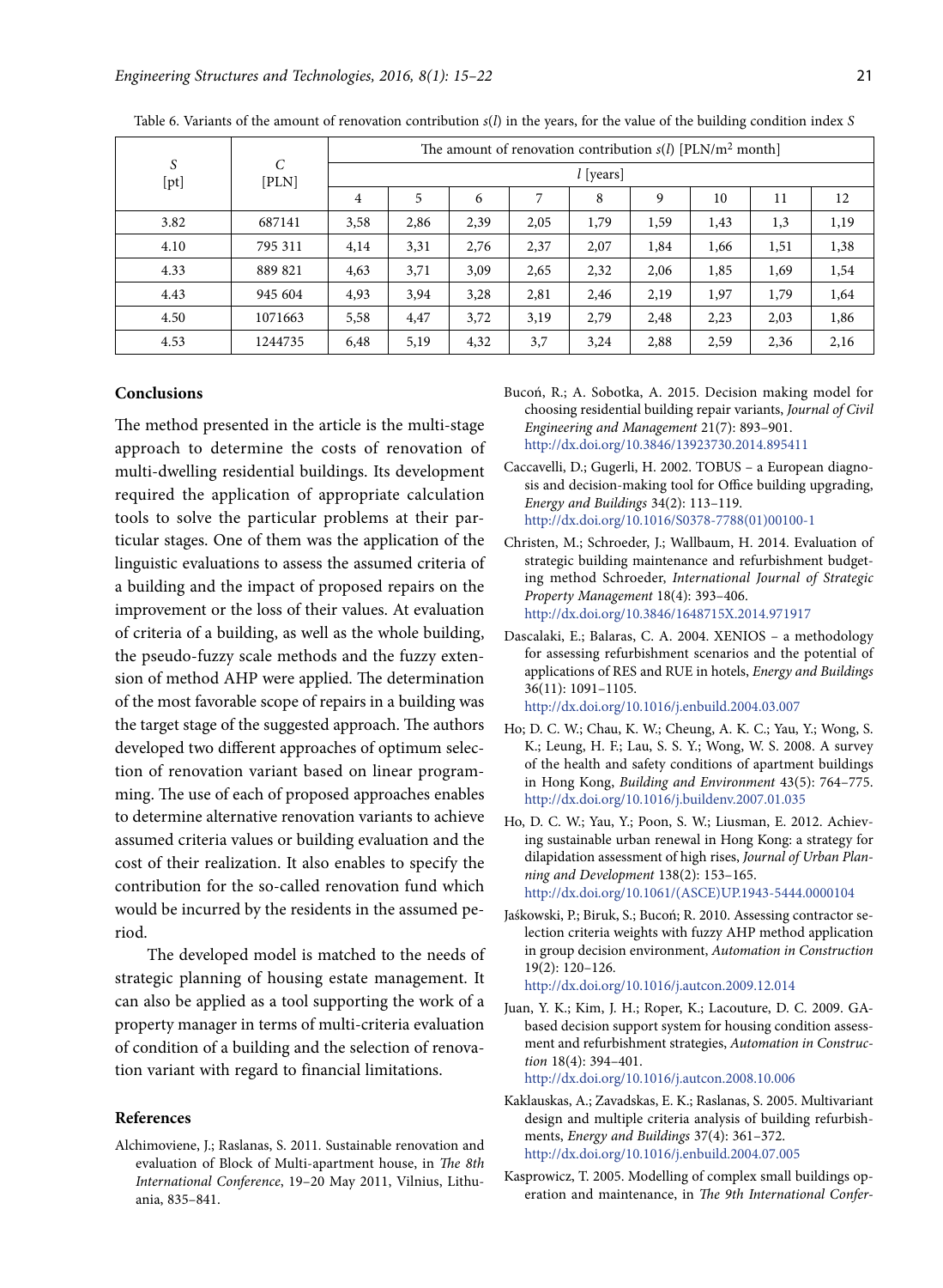Table 6. Variants of the amount of renovation contribution $s(l)$ in the years, for the value of the building condition index $S$

| $S$ [pt] | $C$ [PLN] | The amount of renovation contribution $s(l)$ [PLN/m$^2$ month] | | | | | | | | |
|---|---|---|---|---|---|---|---|---|---|---|
| | | $l$ [years] | | | | | | | | |
| | | 4 | 5 | 6 | 7 | 8 | 9 | 10 | 11 | 12 |
| 3.82 | 687141 | 3,58 | 2,86 | 2,39 | 2,05 | 1,79 | 1,59 | 1,43 | 1,3 | 1,19 |
| 4.10 | 795 311 | 4,14 | 3,31 | 2,76 | 2,37 | 2,07 | 1,84 | 1,66 | 1,51 | 1,38 |
| 4.33 | 889 821 | 4,63 | 3,71 | 3,09 | 2,65 | 2,32 | 2,06 | 1,85 | 1,69 | 1,54 |
| 4.43 | 945 604 | 4,93 | 3,94 | 3,28 | 2,81 | 2,46 | 2,19 | 1,97 | 1,79 | 1,64 |
| 4.50 | 1071663 | 5,58 | 4,47 | 3,72 | 3,19 | 2,79 | 2,48 | 2,23 | 2,03 | 1,86 |
| 4.53 | 1244735 | 6,48 | 5,19 | 4,32 | 3,7 | 3,24 | 2,88 | 2,59 | 2,36 | 2,16 |

## Conclusions

The method presented in the article is the multi-stage approach to determine the costs of renovation of multi-dwelling residential buildings. Its development required the application of appropriate calculation tools to solve the particular problems at their particular stages. One of them was the application of the linguistic evaluations to assess the assumed criteria of a building and the impact of proposed repairs on the improvement or the loss of their values. At evaluation of criteria of a building, as well as the whole building, the pseudo-fuzzy scale methods and the fuzzy extension of method AHP were applied. The determination of the most favorable scope of repairs in a building was the target stage of the suggested approach. The authors developed two different approaches of optimum selection of renovation variant based on linear programming. The use of each of proposed approaches enables to determine alternative renovation variants to achieve assumed criteria values or building evaluation and the cost of their realization. It also enables to specify the contribution for the so-called renovation fund which would be incurred by the residents in the assumed period.

The developed model is matched to the needs of strategic planning of housing estate management. It can also be applied as a tool supporting the work of a property manager in terms of multi-criteria evaluation of condition of a building and the selection of renovation variant with regard to financial limitations.

## References

Alchimoviene, J.; Raslanas, S. 2011. Sustainable renovation and evaluation of Block of Multi-apartment house, in *The 8th International Conference*, 19–20 May 2011, Vilnius, Lithuania, 835–841.

Bucoń, R.; A. Sobotka, A. 2015. Decision making model for choosing residential building repair variants, *Journal of Civil Engineering and Management* 21(7): 893–901. http://dx.doi.org/10.3846/13923730.2014.895411

Caccavelli, D.; Gugerli, H. 2002. TOBUS – a European diagnosis and decision-making tool for Office building upgrading, *Energy and Buildings* 34(2): 113–119. http://dx.doi.org/10.1016/S0378-7788(01)00100-1

Christen, M.; Schroeder, J.; Wallbaum, H. 2014. Evaluation of strategic building maintenance and refurbishment budgeting method Schroeder, *International Journal of Strategic Property Management* 18(4): 393–406. http://dx.doi.org/10.3846/1648715X.2014.971917

Dascalaki, E.; Balaras, C. A. 2004. XENIOS – a methodology for assessing refurbishment scenarios and the potential of applications of RES and RUE in hotels, *Energy and Buildings* 36(11): 1091–1105. http://dx.doi.org/10.1016/j.enbuild.2004.03.007

Ho; D. C. W.; Chau, K. W.; Cheung, A. K. C.; Yau, Y.; Wong, S. K.; Leung, H. F.; Lau, S. S. Y.; Wong, W. S. 2008. A survey of the health and safety conditions of apartment buildings in Hong Kong, *Building and Environment* 43(5): 764–775. http://dx.doi.org/10.1016/j.buildenv.2007.01.035

Ho, D. C. W.; Yau, Y.; Poon, S. W.; Liusman, E. 2012. Achieving sustainable urban renewal in Hong Kong: a strategy for dilapidation assessment of high rises, *Journal of Urban Planning and Development* 138(2): 153–165. http://dx.doi.org/10.1061/(ASCE)UP.1943-5444.0000104

Jaśkowski, P.; Biruk, S.; Bucoń; R. 2010. Assessing contractor selection criteria weights with fuzzy AHP method application in group decision environment, *Automation in Construction* 19(2): 120–126. http://dx.doi.org/10.1016/j.autcon.2009.12.014

Juan, Y. K.; Kim, J. H.; Roper, K.; Lacouture, D. C. 2009. GA-based decision support system for housing condition assessment and refurbishment strategies, *Automation in Construction* 18(4): 394–401. http://dx.doi.org/10.1016/j.autcon.2008.10.006

Kaklauskas, A.; Zavadskas, E. K.; Raslanas, S. 2005. Multivariant design and multiple criteria analysis of building refurbishments, *Energy and Buildings* 37(4): 361–372. http://dx.doi.org/10.1016/j.enbuild.2004.07.005

Kasprowicz, T. 2005. Modelling of complex small buildings operation and maintenance, in *The 9th International Confer-*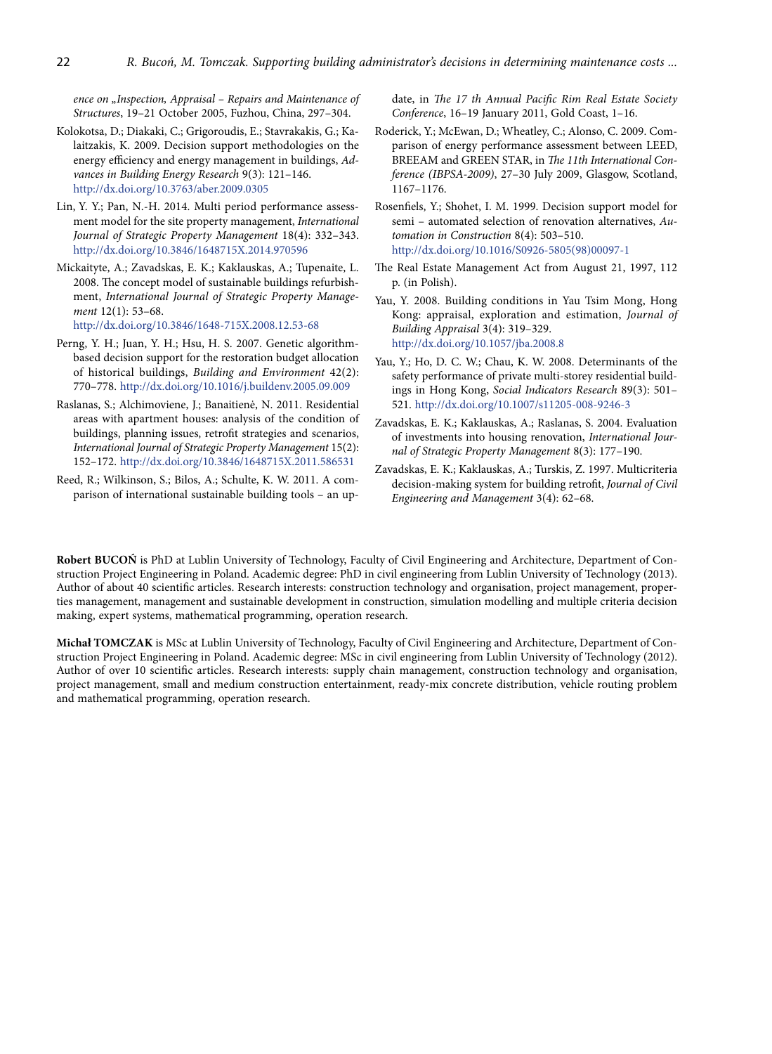*ence on „Inspection, Appraisal – Repairs and Maintenance of Structures*, 19–21 October 2005, Fuzhou, China, 297–304.

Kolokotsa, D.; Diakaki, C.; Grigoroudis, E.; Stavrakakis, G.; Kalaitzakis, K. 2009. Decision support methodologies on the energy efficiency and energy management in buildings, *Advances in Building Energy Research* 9(3): 121–146. http://dx.doi.org/10.3763/aber.2009.0305

Lin, Y. Y.; Pan, N.-H. 2014. Multi period performance assessment model for the site property management, *International Journal of Strategic Property Management* 18(4): 332–343. http://dx.doi.org/10.3846/1648715X.2014.970596

Mickaityte, A.; Zavadskas, E. K.; Kaklauskas, A.; Tupenaite, L. 2008. The concept model of sustainable buildings refurbishment, *International Journal of Strategic Property Management* 12(1): 53–68. http://dx.doi.org/10.3846/1648-715X.2008.12.53-68

Perng, Y. H.; Juan, Y. H.; Hsu, H. S. 2007. Genetic algorithm-based decision support for the restoration budget allocation of historical buildings, *Building and Environment* 42(2): 770–778. http://dx.doi.org/10.1016/j.buildenv.2005.09.009

Raslanas, S.; Alchimoviene, J.; Banaitienė, N. 2011. Residential areas with apartment houses: analysis of the condition of buildings, planning issues, retrofit strategies and scenarios, *International Journal of Strategic Property Management* 15(2): 152–172. http://dx.doi.org/10.3846/1648715X.2011.586531

Reed, R.; Wilkinson, S.; Bilos, A.; Schulte, K. W. 2011. A comparison of international sustainable building tools – an update, in *The 17 th Annual Pacific Rim Real Estate Society Conference*, 16–19 January 2011, Gold Coast, 1–16.

Roderick, Y.; McEwan, D.; Wheatley, C.; Alonso, C. 2009. Comparison of energy performance assessment between LEED, BREEAM and GREEN STAR, in *The 11th International Conference (IBPSA-2009)*, 27–30 July 2009, Glasgow, Scotland, 1167–1176.

Rosenfiels, Y.; Shohet, I. M. 1999. Decision support model for semi – automated selection of renovation alternatives, *Automation in Construction* 8(4): 503–510. http://dx.doi.org/10.1016/S0926-5805(98)00097-1

The Real Estate Management Act from August 21, 1997, 112 p. (in Polish).

Yau, Y. 2008. Building conditions in Yau Tsim Mong, Hong Kong: appraisal, exploration and estimation, *Journal of Building Appraisal* 3(4): 319–329. http://dx.doi.org/10.1057/jba.2008.8

Yau, Y.; Ho, D. C. W.; Chau, K. W. 2008. Determinants of the safety performance of private multi-storey residential buildings in Hong Kong, *Social Indicators Research* 89(3): 501–521. http://dx.doi.org/10.1007/s11205-008-9246-3

Zavadskas, E. K.; Kaklauskas, A.; Raslanas, S. 2004. Evaluation of investments into housing renovation, *International Journal of Strategic Property Management* 8(3): 177–190.

Zavadskas, E. K.; Kaklauskas, A.; Turskis, Z. 1997. Multicriteria decision-making system for building retrofit, *Journal of Civil Engineering and Management* 3(4): 62–68.

**Robert BUCOŃ** is PhD at Lublin University of Technology, Faculty of Civil Engineering and Architecture, Department of Construction Project Engineering in Poland. Academic degree: PhD in civil engineering from Lublin University of Technology (2013). Author of about 40 scientific articles. Research interests: construction technology and organisation, project management, properties management, management and sustainable development in construction, simulation modelling and multiple criteria decision making, expert systems, mathematical programming, operation research.

**Michał TOMCZAK** is MSc at Lublin University of Technology, Faculty of Civil Engineering and Architecture, Department of Construction Project Engineering in Poland. Academic degree: MSc in civil engineering from Lublin University of Technology (2012). Author of over 10 scientific articles. Research interests: supply chain management, construction technology and organisation, project management, small and medium construction entertainment, ready-mix concrete distribution, vehicle routing problem and mathematical programming, operation research.